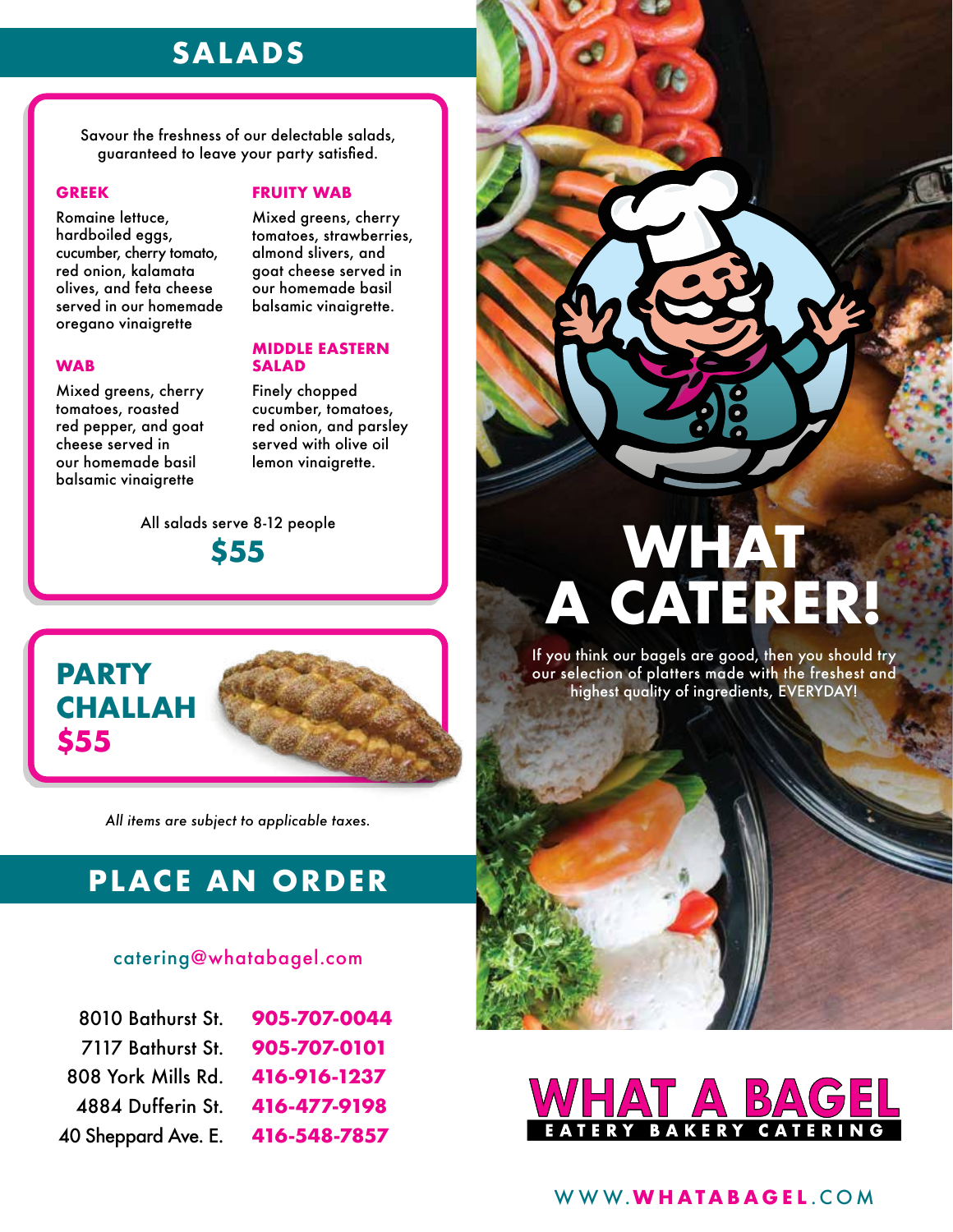## SALADS

Savour the freshness of our delectable salads, guaranteed to leave your party satisfied.

**GREEK**

Romaine lettuce, hardboiled eggs, cucumber, cherry tomato, red onion, kalamata olives, and feta cheese served in our homemade oregano vinaigrette

**WAB**

Mixed greens, cherry tomatoes, roasted red pepper, and goat cheese served in our homemade basil balsamic vinaigrette

**FRUITY WAB**

Mixed greens, cherry tomatoes, strawberries, almond slivers, and goat cheese served in our homemade basil balsamic vinaigrette.

**MIDDLE EASTERN SALAD**

Finely chopped cucumber, tomatoes, red onion, and parsley served with olive oil lemon vinaigrette.

All salads serve 8-12 people

**$55**

**PARTY CHALLAH**
**$55**

*All items are subject to applicable taxes.*

## PLACE AN ORDER

catering@whatabagel.com

| | |
|---|---|
| 8010 Bathurst St. | **905-707-0044** |
| 7117 Bathurst St. | **905-707-0101** |
| 808 York Mills Rd. | **416-916-1237** |
| 4884 Dufferin St. | **416-477-9198** |
| 40 Sheppard Ave. E. | **416-548-7857** |

# WHAT A CATERER!

If you think our bagels are good, then you should try our selection of platters made with the freshest and highest quality of ingredients, EVERYDAY!

**WHAT A BAGEL**
EATERY BAKERY CATERING

WWW.**WHATABAGEL**.COM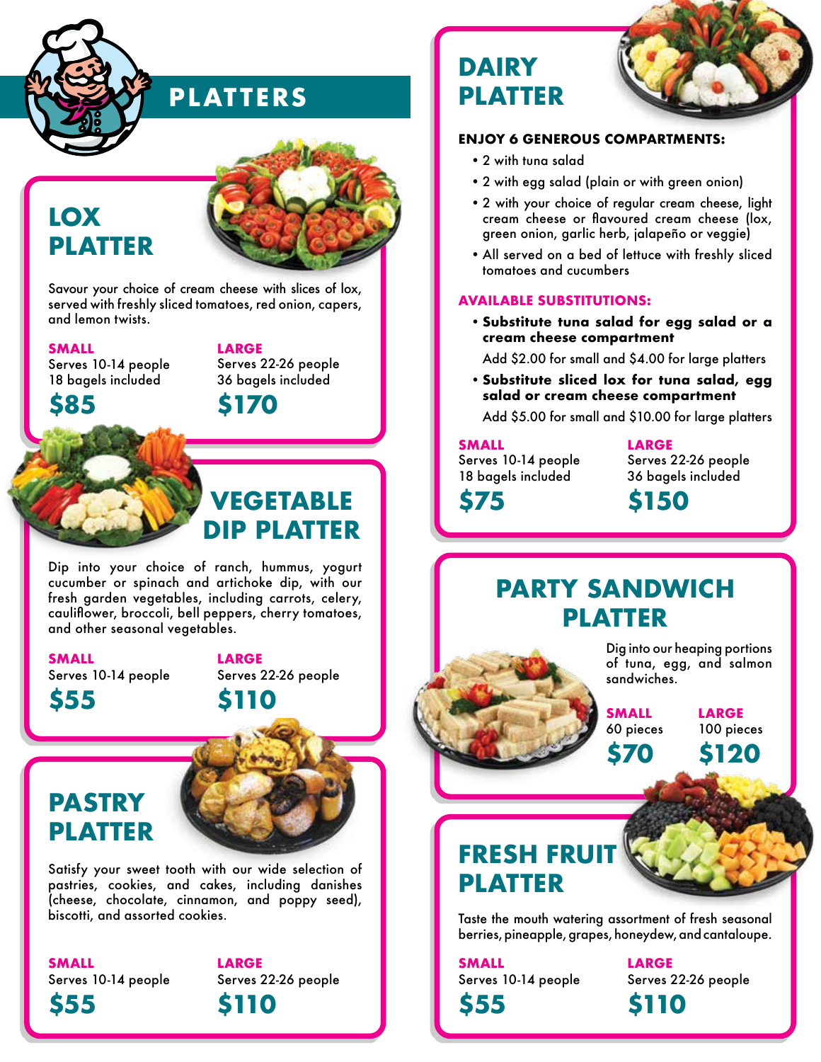# PLATTERS

## LOX PLATTER

Savour your choice of cream cheese with slices of lox, served with freshly sliced tomatoes, red onion, capers, and lemon twists.

**SMALL**
Serves 10-14 people
18 bagels included
**$85**

**LARGE**
Serves 22-26 people
36 bagels included
**$170**

## VEGETABLE DIP PLATTER

Dip into your choice of ranch, hummus, yogurt cucumber or spinach and artichoke dip, with our fresh garden vegetables, including carrots, celery, cauliflower, broccoli, bell peppers, cherry tomatoes, and other seasonal vegetables.

**SMALL**
Serves 10-14 people
**$55**

**LARGE**
Serves 22-26 people
**$110**

## PASTRY PLATTER

Satisfy your sweet tooth with our wide selection of pastries, cookies, and cakes, including danishes (cheese, chocolate, cinnamon, and poppy seed), biscotti, and assorted cookies.

**SMALL**
Serves 10-14 people
**$55**

**LARGE**
Serves 22-26 people
**$110**

## DAIRY PLATTER

**ENJOY 6 GENEROUS COMPARTMENTS:**

- 2 with tuna salad
- 2 with egg salad (plain or with green onion)
- 2 with your choice of regular cream cheese, light cream cheese or flavoured cream cheese (lox, green onion, garlic herb, jalapeño or veggie)
- All served on a bed of lettuce with freshly sliced tomatoes and cucumbers

**AVAILABLE SUBSTITUTIONS:**

- **Substitute tuna salad for egg salad or a cream cheese compartment**
  Add $2.00 for small and $4.00 for large platters
- **Substitute sliced lox for tuna salad, egg salad or cream cheese compartment**
  Add $5.00 for small and $10.00 for large platters

**SMALL**
Serves 10-14 people
18 bagels included
**$75**

**LARGE**
Serves 22-26 people
36 bagels included
**$150**

## PARTY SANDWICH PLATTER

Dig into our heaping portions of tuna, egg, and salmon sandwiches.

**SMALL**
60 pieces
**$70**

**LARGE**
100 pieces
**$120**

## FRESH FRUIT PLATTER

Taste the mouth watering assortment of fresh seasonal berries, pineapple, grapes, honeydew, and cantaloupe.

**SMALL**
Serves 10-14 people
**$55**

**LARGE**
Serves 22-26 people
**$110**